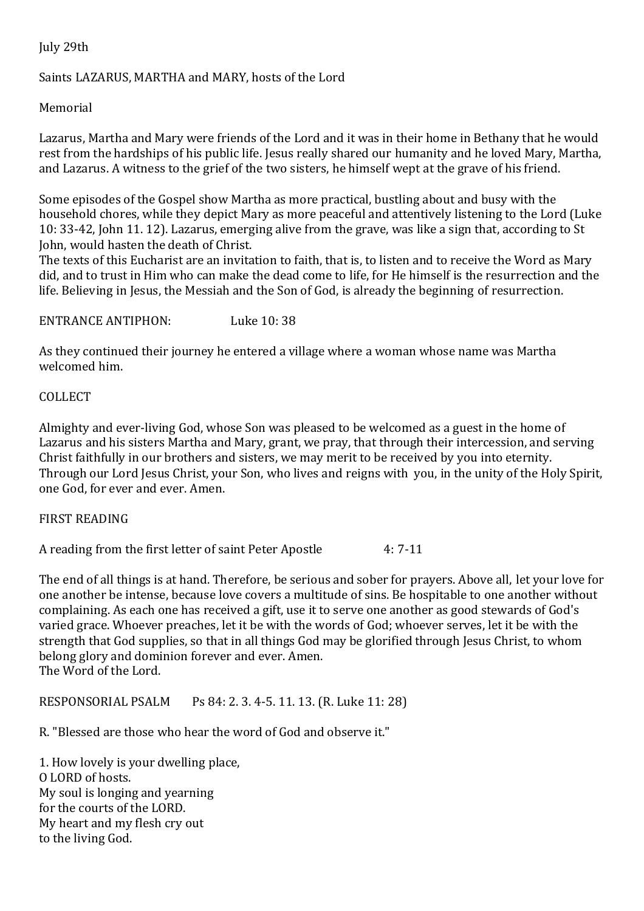July 29th

Saints LAZARUS, MARTHA and MARY, hosts of the Lord

Memorial

Lazarus, Martha and Mary were friends of the Lord and it was in their home in Bethany that he would rest from the hardships of his public life. Jesus really shared our humanity and he loved Mary, Martha, and Lazarus. A witness to the grief of the two sisters, he himself wept at the grave of his friend.

Some episodes of the Gospel show Martha as more practical, bustling about and busy with the household chores, while they depict Mary as more peaceful and attentively listening to the Lord (Luke 10: 33-42, John 11. 12). Lazarus, emerging alive from the grave, was like a sign that, according to St John, would hasten the death of Christ.
The texts of this Eucharist are an invitation to faith, that is, to listen and to receive the Word as Mary did, and to trust in Him who can make the dead come to life, for He himself is the resurrection and the life. Believing in Jesus, the Messiah and the Son of God, is already the beginning of resurrection.

ENTRANCE ANTIPHON: Luke 10: 38

As they continued their journey he entered a village where a woman whose name was Martha welcomed him.

COLLECT

Almighty and ever-living God, whose Son was pleased to be welcomed as a guest in the home of Lazarus and his sisters Martha and Mary, grant, we pray, that through their intercession, and serving Christ faithfully in our brothers and sisters, we may merit to be received by you into eternity. Through our Lord Jesus Christ, your Son, who lives and reigns with you, in the unity of the Holy Spirit, one God, for ever and ever. Amen.

FIRST READING

A reading from the first letter of saint Peter Apostle 4: 7-11

The end of all things is at hand. Therefore, be serious and sober for prayers. Above all, let your love for one another be intense, because love covers a multitude of sins. Be hospitable to one another without complaining. As each one has received a gift, use it to serve one another as good stewards of God's varied grace. Whoever preaches, let it be with the words of God; whoever serves, let it be with the strength that God supplies, so that in all things God may be glorified through Jesus Christ, to whom belong glory and dominion forever and ever. Amen.
The Word of the Lord.

RESPONSORIAL PSALM Ps 84: 2. 3. 4-5. 11. 13. (R. Luke 11: 28)

R. "Blessed are those who hear the word of God and observe it."

1. How lovely is your dwelling place,
O LORD of hosts.
My soul is longing and yearning
for the courts of the LORD.
My heart and my flesh cry out
to the living God.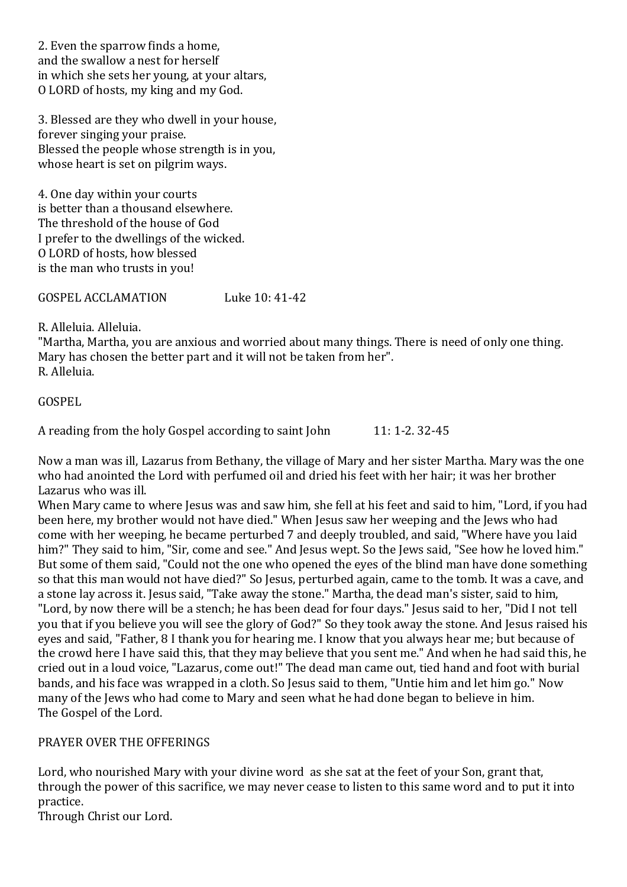2. Even the sparrow finds a home,
and the swallow a nest for herself
in which she sets her young, at your altars,
O LORD of hosts, my king and my God.

3. Blessed are they who dwell in your house,
forever singing your praise.
Blessed the people whose strength is in you,
whose heart is set on pilgrim ways.

4. One day within your courts
is better than a thousand elsewhere.
The threshold of the house of God
I prefer to the dwellings of the wicked.
O LORD of hosts, how blessed
is the man who trusts in you!

GOSPEL ACCLAMATION Luke 10: 41-42

R. Alleluia. Alleluia.
"Martha, Martha, you are anxious and worried about many things. There is need of only one thing. Mary has chosen the better part and it will not be taken from her".
R. Alleluia.

GOSPEL

A reading from the holy Gospel according to saint John 11: 1-2. 32-45

Now a man was ill, Lazarus from Bethany, the village of Mary and her sister Martha. Mary was the one who had anointed the Lord with perfumed oil and dried his feet with her hair; it was her brother Lazarus who was ill.
When Mary came to where Jesus was and saw him, she fell at his feet and said to him, "Lord, if you had been here, my brother would not have died." When Jesus saw her weeping and the Jews who had come with her weeping, he became perturbed 7 and deeply troubled, and said, "Where have you laid him?" They said to him, "Sir, come and see." And Jesus wept. So the Jews said, "See how he loved him." But some of them said, "Could not the one who opened the eyes of the blind man have done something so that this man would not have died?" So Jesus, perturbed again, came to the tomb. It was a cave, and a stone lay across it. Jesus said, "Take away the stone." Martha, the dead man's sister, said to him, "Lord, by now there will be a stench; he has been dead for four days." Jesus said to her, "Did I not tell you that if you believe you will see the glory of God?" So they took away the stone. And Jesus raised his eyes and said, "Father, 8 I thank you for hearing me. I know that you always hear me; but because of the crowd here I have said this, that they may believe that you sent me." And when he had said this, he cried out in a loud voice, "Lazarus, come out!" The dead man came out, tied hand and foot with burial bands, and his face was wrapped in a cloth. So Jesus said to them, "Untie him and let him go." Now many of the Jews who had come to Mary and seen what he had done began to believe in him.
The Gospel of the Lord.

PRAYER OVER THE OFFERINGS

Lord, who nourished Mary with your divine word as she sat at the feet of your Son, grant that, through the power of this sacrifice, we may never cease to listen to this same word and to put it into practice.
Through Christ our Lord.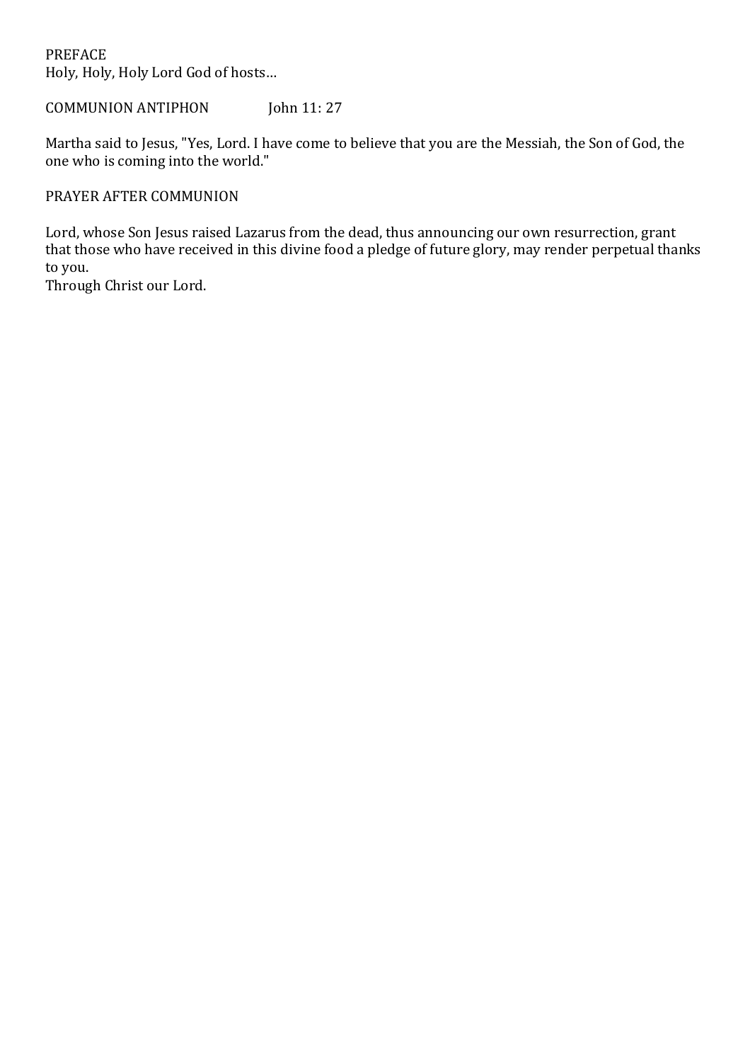PREFACE
Holy, Holy, Holy Lord God of hosts…

COMMUNION ANTIPHON John 11: 27

Martha said to Jesus, "Yes, Lord. I have come to believe that you are the Messiah, the Son of God, the one who is coming into the world."

PRAYER AFTER COMMUNION

Lord, whose Son Jesus raised Lazarus from the dead, thus announcing our own resurrection, grant that those who have received in this divine food a pledge of future glory, may render perpetual thanks to you.
Through Christ our Lord.